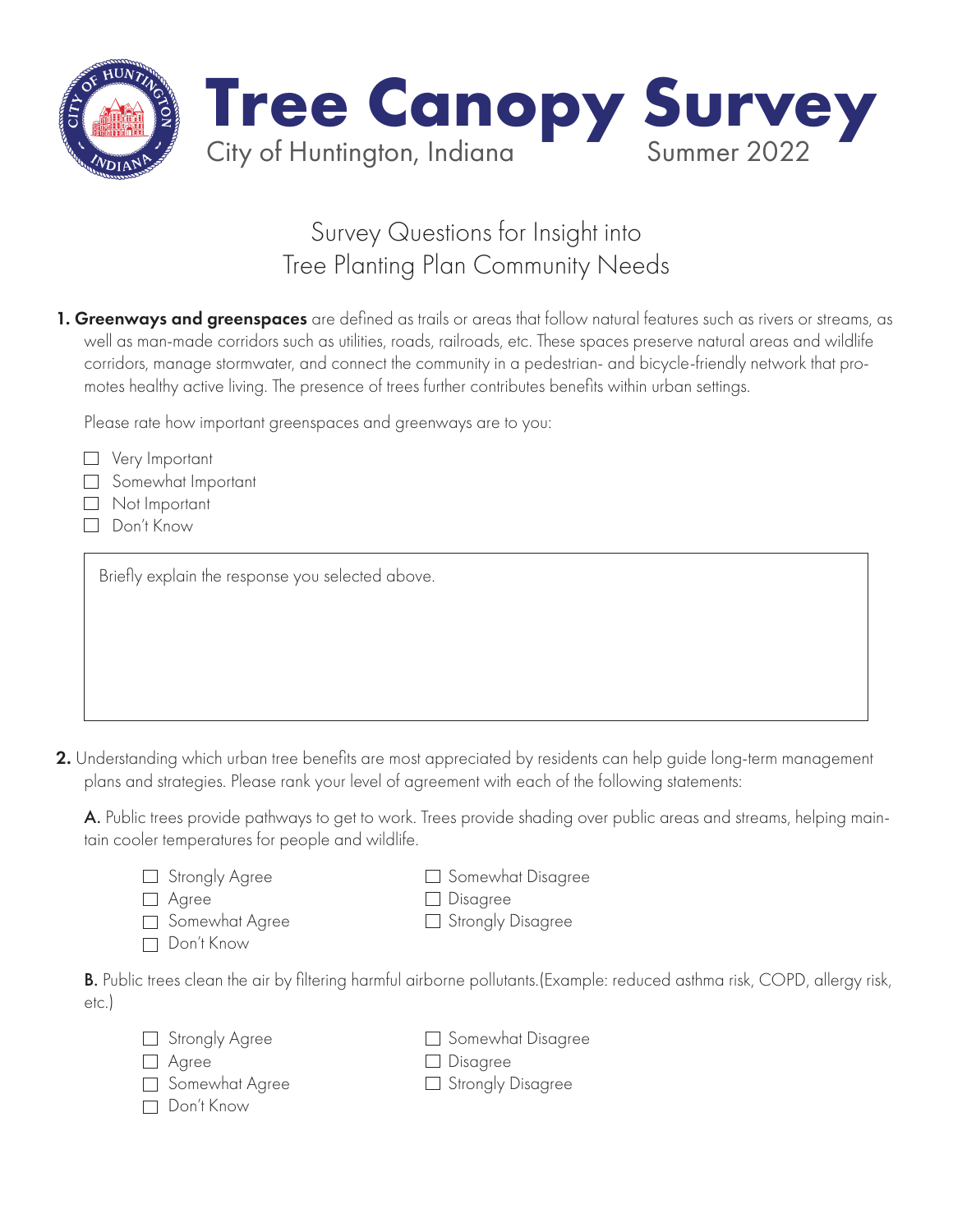# Tree Canopy Survey

City of Huntington, Indiana

Summer 2022

## Survey Questions for Insight into Tree Planting Plan Community Needs

**1. Greenways and greenspaces** are defined as trails or areas that follow natural features such as rivers or streams, as well as man-made corridors such as utilities, roads, railroads, etc. These spaces preserve natural areas and wildlife corridors, manage stormwater, and connect the community in a pedestrian- and bicycle-friendly network that promotes healthy active living. The presence of trees further contributes benefits within urban settings.

Please rate how important greenspaces and greenways are to you:

- ☐ Very Important
- ☐ Somewhat Important
- ☐ Not Important
- ☐ Don't Know

Briefly explain the response you selected above.

**2.** Understanding which urban tree benefits are most appreciated by residents can help guide long-term management plans and strategies. Please rank your level of agreement with each of the following statements:

**A.** Public trees provide pathways to get to work. Trees provide shading over public areas and streams, helping maintain cooler temperatures for people and wildlife.

- ☐ Strongly Agree
- ☐ Agree
- ☐ Somewhat Agree
- ☐ Don't Know
- ☐ Somewhat Disagree
- ☐ Disagree
- ☐ Strongly Disagree

**B.** Public trees clean the air by filtering harmful airborne pollutants.(Example: reduced asthma risk, COPD, allergy risk, etc.)

- ☐ Strongly Agree
- ☐ Agree
- ☐ Somewhat Agree
- ☐ Don't Know
- ☐ Somewhat Disagree
- ☐ Disagree
- ☐ Strongly Disagree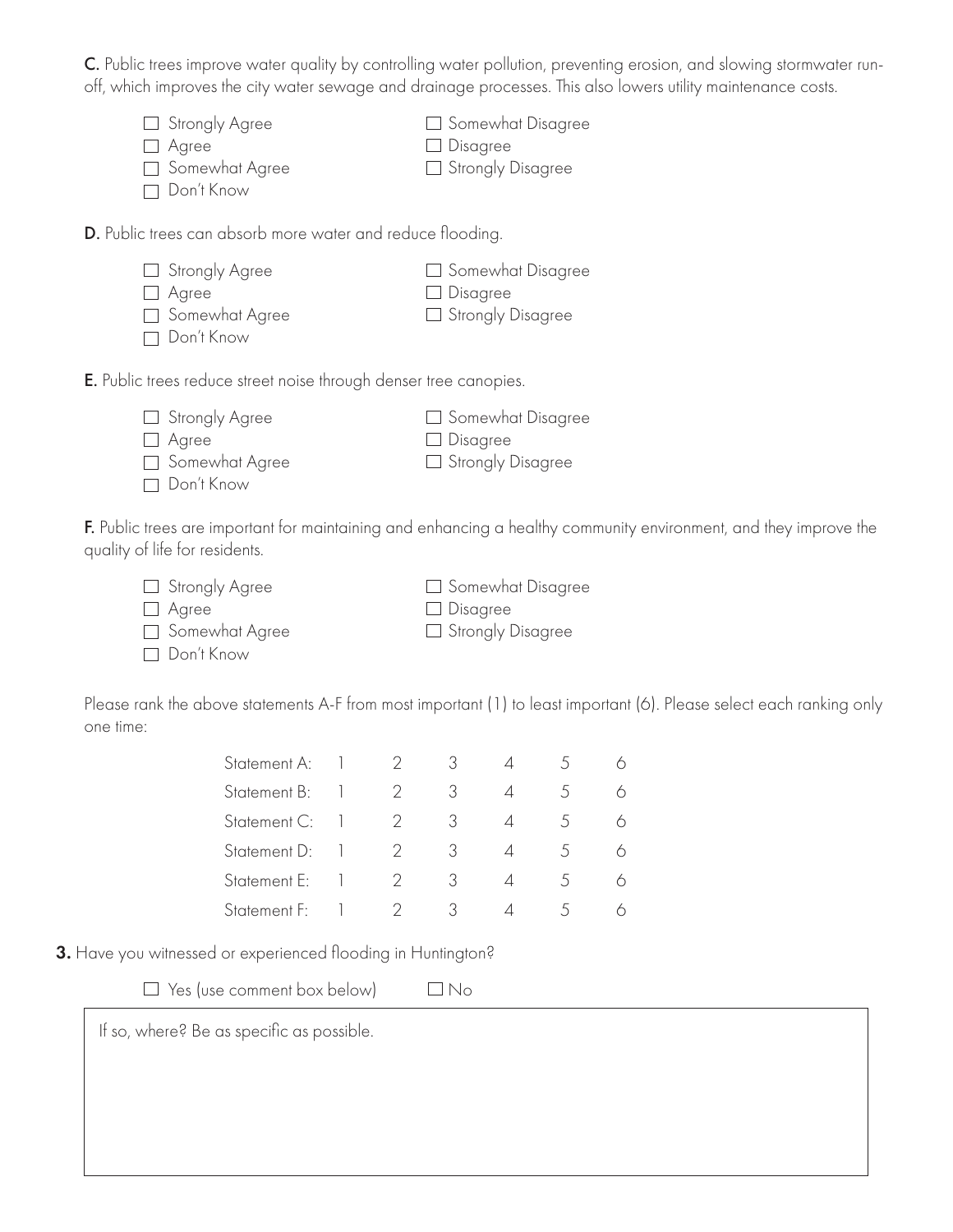**C.** Public trees improve water quality by controlling water pollution, preventing erosion, and slowing stormwater run-off, which improves the city water sewage and drainage processes. This also lowers utility maintenance costs.

- ☐ Strongly Agree
- ☐ Agree
- ☐ Somewhat Agree
- ☐ Don't Know
- ☐ Somewhat Disagree
- ☐ Disagree
- ☐ Strongly Disagree

**D.** Public trees can absorb more water and reduce flooding.

- ☐ Strongly Agree
- ☐ Agree
- ☐ Somewhat Agree
- ☐ Don't Know
- ☐ Somewhat Disagree
- ☐ Disagree
- ☐ Strongly Disagree

**E.** Public trees reduce street noise through denser tree canopies.

- ☐ Strongly Agree
- ☐ Agree
- ☐ Somewhat Agree
- ☐ Don't Know
- ☐ Somewhat Disagree
- ☐ Disagree
- ☐ Strongly Disagree

**F.** Public trees are important for maintaining and enhancing a healthy community environment, and they improve the quality of life for residents.

- ☐ Strongly Agree
- ☐ Agree
- ☐ Somewhat Agree
- ☐ Don't Know
- ☐ Somewhat Disagree
- ☐ Disagree
- ☐ Strongly Disagree

Please rank the above statements A-F from most important (1) to least important (6). Please select each ranking only one time:

| | | | | | | |
|---|---|---|---|---|---|---|
| Statement A: | 1 | 2 | 3 | 4 | 5 | 6 |
| Statement B: | 1 | 2 | 3 | 4 | 5 | 6 |
| Statement C: | 1 | 2 | 3 | 4 | 5 | 6 |
| Statement D: | 1 | 2 | 3 | 4 | 5 | 6 |
| Statement E: | 1 | 2 | 3 | 4 | 5 | 6 |
| Statement F: | 1 | 2 | 3 | 4 | 5 | 6 |

**3.** Have you witnessed or experienced flooding in Huntington?

☐ Yes (use comment box below) ☐ No

If so, where? Be as specific as possible.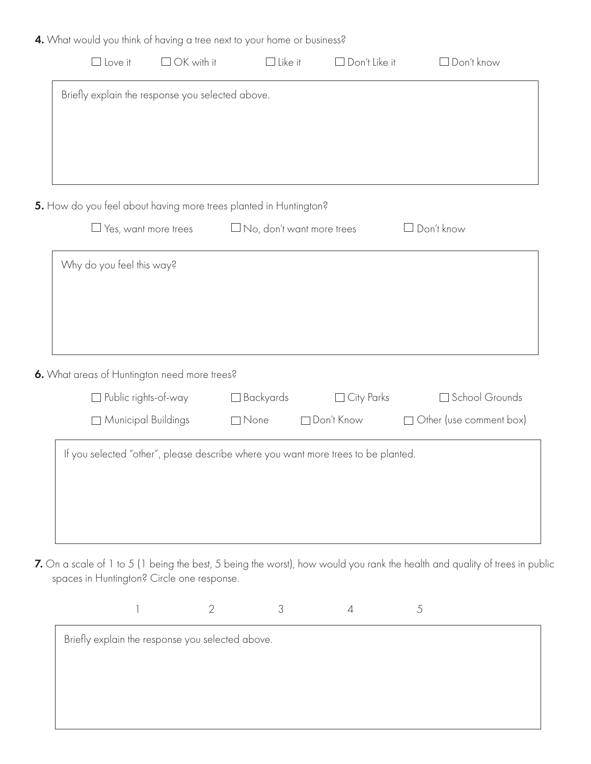**4.** What would you think of having a tree next to your home or business?

☐ Love it ☐ OK with it ☐ Like it ☐ Don't Like it ☐ Don't know

Briefly explain the response you selected above.

**5.** How do you feel about having more trees planted in Huntington?

☐ Yes, want more trees ☐ No, don't want more trees ☐ Don't know

Why do you feel this way?

**6.** What areas of Huntington need more trees?

☐ Public rights-of-way ☐ Backyards ☐ City Parks ☐ School Grounds

☐ Municipal Buildings ☐ None ☐ Don't Know ☐ Other (use comment box)

If you selected "other", please describe where you want more trees to be planted.

**7.** On a scale of 1 to 5 (1 being the best, 5 being the worst), how would you rank the health and quality of trees in public spaces in Huntington? Circle one response.

1 2 3 4 5

Briefly explain the response you selected above.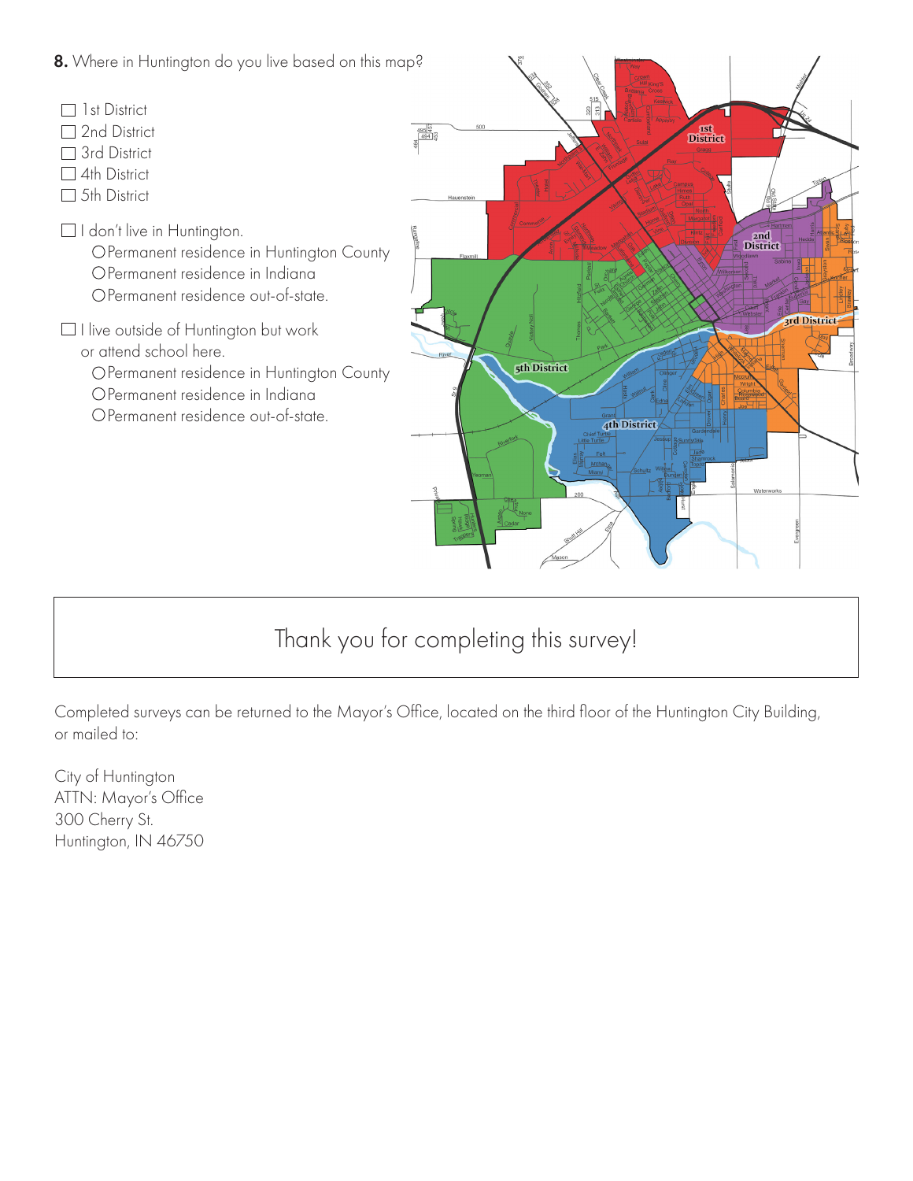**8.** Where in Huntington do you live based on this map?

- ☐ 1st District
- ☐ 2nd District
- ☐ 3rd District
- ☐ 4th District
- ☐ 5th District

☐ I don't live in Huntington.
- ○ Permanent residence in Huntington County
- ○ Permanent residence in Indiana
- ○ Permanent residence out-of-state.

☐ I live outside of Huntington but work or attend school here.
- ○ Permanent residence in Huntington County
- ○ Permanent residence in Indiana
- ○ Permanent residence out-of-state.

1st District
2nd District
3rd District
4th District
5th District

Thank you for completing this survey!

Completed surveys can be returned to the Mayor's Office, located on the third floor of the Huntington City Building, or mailed to:

City of Huntington
ATTN: Mayor's Office
300 Cherry St.
Huntington, IN 46750